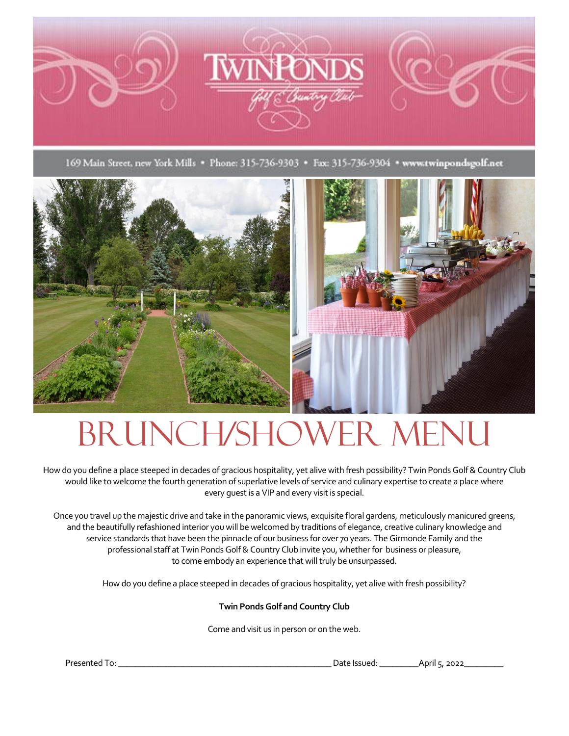# TWIN PONDS

Golf & Country Club

169 Main Street, new York Mills • Phone: 315-736-9303 • Fax: 315-736-9304 • www.twinpondsgolf.net

# BRUNCH/SHOWER MENU

How do you define a place steeped in decades of gracious hospitality, yet alive with fresh possibility? Twin Ponds Golf & Country Club would like to welcome the fourth generation of superlative levels of service and culinary expertise to create a place where every guest is a VIP and every visit is special.

Once you travel up the majestic drive and take in the panoramic views, exquisite floral gardens, meticulously manicured greens, and the beautifully refashioned interior you will be welcomed by traditions of elegance, creative culinary knowledge and service standards that have been the pinnacle of our business for over 70 years. The Girmonde Family and the professional staff at Twin Ponds Golf & Country Club invite you, whether for business or pleasure, to come embody an experience that will truly be unsurpassed.

How do you define a place steeped in decades of gracious hospitality, yet alive with fresh possibility?

**Twin Ponds Golf and Country Club**

Come and visit us in person or on the web.

Presented To: ______________________________________________ Date Issued: ________April 5, 2022________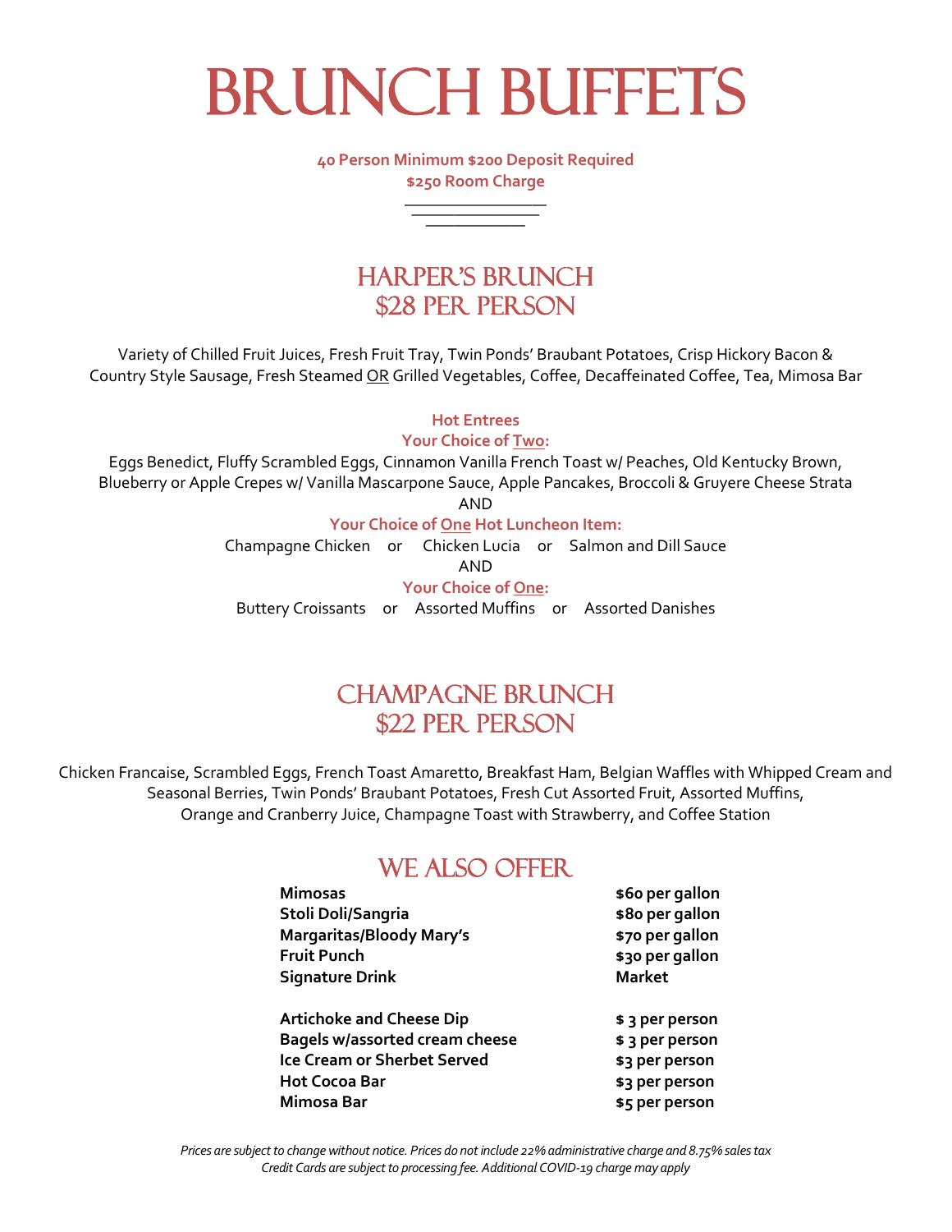# Brunch Buffets

**40 Person Minimum $200 Deposit Required**
**$250 Room Charge**

## Harper's Brunch
## $28 Per Person

Variety of Chilled Fruit Juices, Fresh Fruit Tray, Twin Ponds' Braubant Potatoes, Crisp Hickory Bacon & Country Style Sausage, Fresh Steamed OR Grilled Vegetables, Coffee, Decaffeinated Coffee, Tea, Mimosa Bar

**Hot Entrees**
**Your Choice of Two:**

Eggs Benedict, Fluffy Scrambled Eggs, Cinnamon Vanilla French Toast w/ Peaches, Old Kentucky Brown, Blueberry or Apple Crepes w/ Vanilla Mascarpone Sauce, Apple Pancakes, Broccoli & Gruyere Cheese Strata

AND

**Your Choice of One Hot Luncheon Item:**

Champagne Chicken or Chicken Lucia or Salmon and Dill Sauce

AND

**Your Choice of One:**

Buttery Croissants or Assorted Muffins or Assorted Danishes

## Champagne Brunch
## $22 Per Person

Chicken Francaise, Scrambled Eggs, French Toast Amaretto, Breakfast Ham, Belgian Waffles with Whipped Cream and Seasonal Berries, Twin Ponds' Braubant Potatoes, Fresh Cut Assorted Fruit, Assorted Muffins, Orange and Cranberry Juice, Champagne Toast with Strawberry, and Coffee Station

## We Also Offer

| | |
|---|---|
| **Mimosas** | **$60 per gallon** |
| **Stoli Doli/Sangria** | **$80 per gallon** |
| **Margaritas/Bloody Mary's** | **$70 per gallon** |
| **Fruit Punch** | **$30 per gallon** |
| **Signature Drink** | **Market** |
| **Artichoke and Cheese Dip** | **$ 3 per person** |
| **Bagels w/assorted cream cheese** | **$ 3 per person** |
| **Ice Cream or Sherbet Served** | **$3 per person** |
| **Hot Cocoa Bar** | **$3 per person** |
| **Mimosa Bar** | **$5 per person** |

*Prices are subject to change without notice. Prices do not include 22% administrative charge and 8.75% sales tax*
*Credit Cards are subject to processing fee. Additional COVID-19 charge may apply*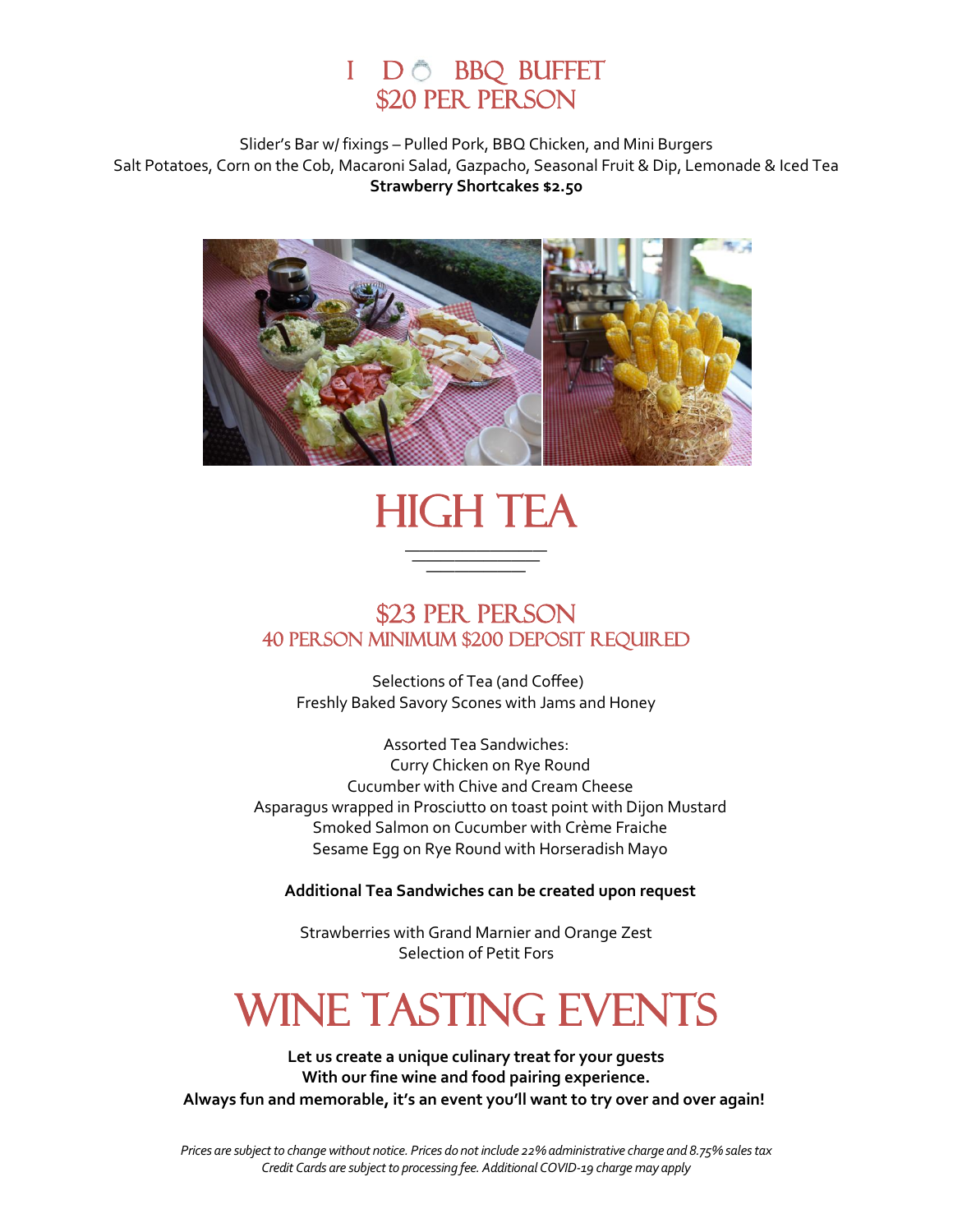# I DO BBQ BUFFET
## $20 PER PERSON

Slider's Bar w/ fixings – Pulled Pork, BBQ Chicken, and Mini Burgers
Salt Potatoes, Corn on the Cob, Macaroni Salad, Gazpacho, Seasonal Fruit & Dip, Lemonade & Iced Tea
**Strawberry Shortcakes $2.50**

# HIGH TEA

## $23 PER PERSON
### 40 PERSON MINIMUM $200 DEPOSIT REQUIRED

Selections of Tea (and Coffee)
Freshly Baked Savory Scones with Jams and Honey

Assorted Tea Sandwiches:
Curry Chicken on Rye Round
Cucumber with Chive and Cream Cheese
Asparagus wrapped in Prosciutto on toast point with Dijon Mustard
Smoked Salmon on Cucumber with Crème Fraiche
Sesame Egg on Rye Round with Horseradish Mayo

**Additional Tea Sandwiches can be created upon request**

Strawberries with Grand Marnier and Orange Zest
Selection of Petit Fors

# WINE TASTING EVENTS

**Let us create a unique culinary treat for your guests**
**With our fine wine and food pairing experience.**
**Always fun and memorable, it's an event you'll want to try over and over again!**

*Prices are subject to change without notice. Prices do not include 22% administrative charge and 8.75% sales tax*
*Credit Cards are subject to processing fee. Additional COVID-19 charge may apply*